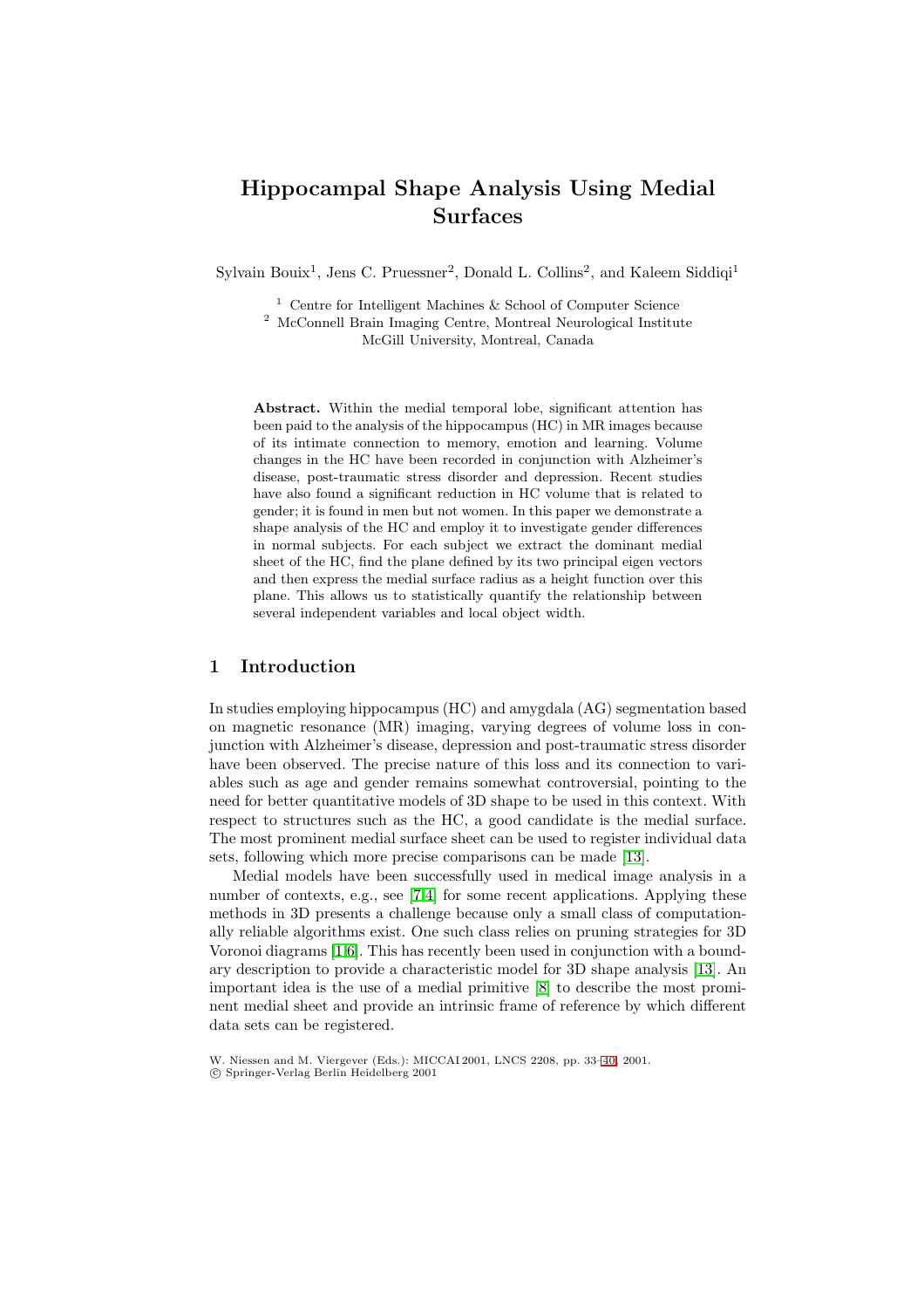# Hippocampal Shape Analysis Using Medial Surfaces

Sylvain Bouix[1], Jens C. Pruessner[2], Donald L. Collins[2], and Kaleem Siddiqi[1]

[1] Centre for Intelligent Machines & School of Computer Science
[2] McConnell Brain Imaging Centre, Montreal Neurological Institute
McGill University, Montreal, Canada

**Abstract.** Within the medial temporal lobe, significant attention has been paid to the analysis of the hippocampus (HC) in MR images because of its intimate connection to memory, emotion and learning. Volume changes in the HC have been recorded in conjunction with Alzheimer's disease, post-traumatic stress disorder and depression. Recent studies have also found a significant reduction in HC volume that is related to gender; it is found in men but not women. In this paper we demonstrate a shape analysis of the HC and employ it to investigate gender differences in normal subjects. For each subject we extract the dominant medial sheet of the HC, find the plane defined by its two principal eigen vectors and then express the medial surface radius as a height function over this plane. This allows us to statistically quantify the relationship between several independent variables and local object width.

## 1 Introduction

In studies employing hippocampus (HC) and amygdala (AG) segmentation based on magnetic resonance (MR) imaging, varying degrees of volume loss in conjunction with Alzheimer's disease, depression and post-traumatic stress disorder have been observed. The precise nature of this loss and its connection to variables such as age and gender remains somewhat controversial, pointing to the need for better quantitative models of 3D shape to be used in this context. With respect to structures such as the HC, a good candidate is the medial surface. The most prominent medial surface sheet can be used to register individual data sets, following which more precise comparisons can be made [13].

Medial models have been successfully used in medical image analysis in a number of contexts, e.g., see [7,4] for some recent applications. Applying these methods in 3D presents a challenge because only a small class of computationally reliable algorithms exist. One such class relies on pruning strategies for 3D Voronoi diagrams [1,6]. This has recently been used in conjunction with a boundary description to provide a characteristic model for 3D shape analysis [13]. An important idea is the use of a medial primitive [8] to describe the most prominent medial sheet and provide an intrinsic frame of reference by which different data sets can be registered.

W. Niessen and M. Viergever (Eds.): MICCAI 2001, LNCS 2208, pp. 33–40, 2001.
© Springer-Verlag Berlin Heidelberg 2001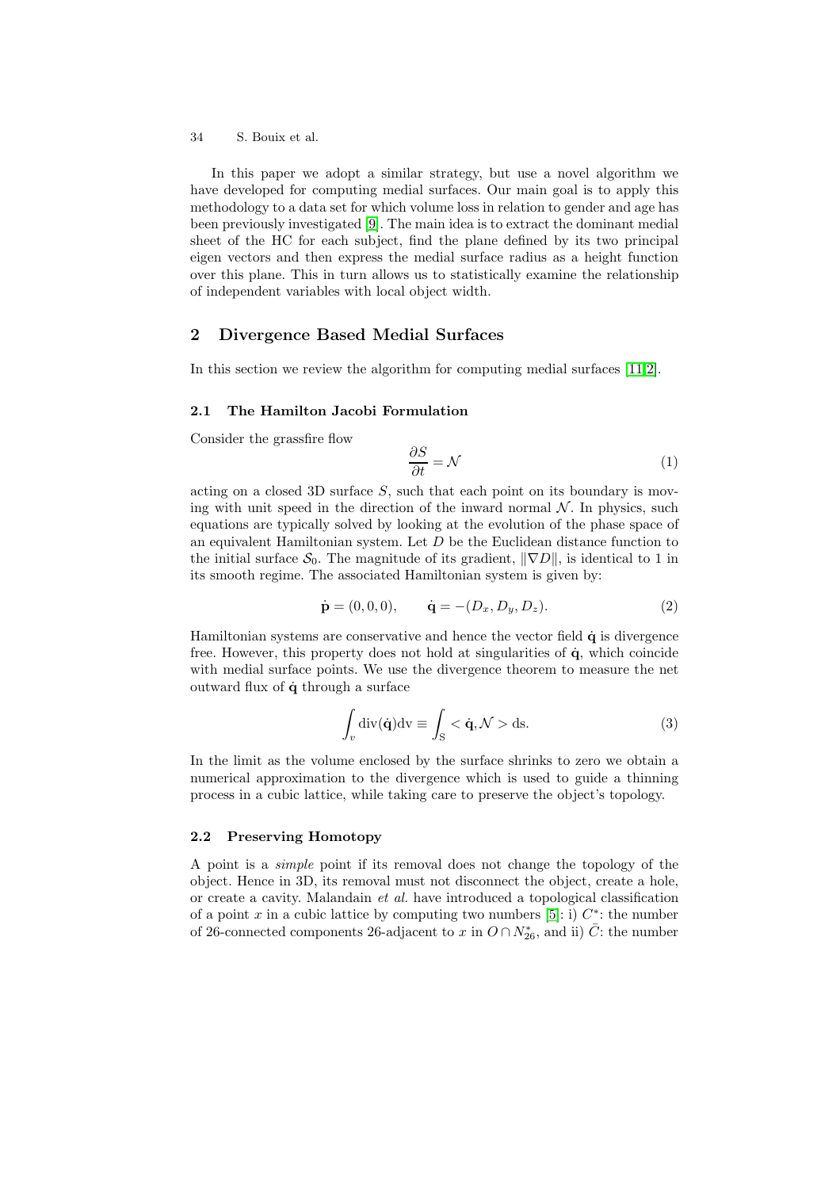In this paper we adopt a similar strategy, but use a novel algorithm we have developed for computing medial surfaces. Our main goal is to apply this methodology to a data set for which volume loss in relation to gender and age has been previously investigated [9]. The main idea is to extract the dominant medial sheet of the HC for each subject, find the plane defined by its two principal eigen vectors and then express the medial surface radius as a height function over this plane. This in turn allows us to statistically examine the relationship of independent variables with local object width.

## 2 Divergence Based Medial Surfaces

In this section we review the algorithm for computing medial surfaces [11,2].

### 2.1 The Hamilton Jacobi Formulation

Consider the grassfire flow

$$\frac{\partial S}{\partial t} = \mathcal{N} \tag{1}$$

acting on a closed 3D surface $S$, such that each point on its boundary is moving with unit speed in the direction of the inward normal $\mathcal{N}$. In physics, such equations are typically solved by looking at the evolution of the phase space of an equivalent Hamiltonian system. Let $D$ be the Euclidean distance function to the initial surface $\mathcal{S}_0$. The magnitude of its gradient, $\|\nabla D\|$, is identical to 1 in its smooth regime. The associated Hamiltonian system is given by:

$$\dot{\mathbf{p}} = (0, 0, 0), \qquad \dot{\mathbf{q}} = -(D_x, D_y, D_z). \tag{2}$$

Hamiltonian systems are conservative and hence the vector field $\dot{\mathbf{q}}$ is divergence free. However, this property does not hold at singularities of $\dot{\mathbf{q}}$, which coincide with medial surface points. We use the divergence theorem to measure the net outward flux of $\dot{\mathbf{q}}$ through a surface

$$\int_v \mathrm{div}(\dot{\mathbf{q}}) \mathrm{dv} \equiv \int_{\mathrm{S}} < \dot{\mathbf{q}}, \mathcal{N} > \mathrm{ds}. \tag{3}$$

In the limit as the volume enclosed by the surface shrinks to zero we obtain a numerical approximation to the divergence which is used to guide a thinning process in a cubic lattice, while taking care to preserve the object's topology.

### 2.2 Preserving Homotopy

A point is a *simple* point if its removal does not change the topology of the object. Hence in 3D, its removal must not disconnect the object, create a hole, or create a cavity. Malandain *et al.* have introduced a topological classification of a point $x$ in a cubic lattice by computing two numbers [5]: i) $C^*$: the number of 26-connected components 26-adjacent to $x$ in $O \cap N_{26}^*$, and ii) $\bar{C}$: the number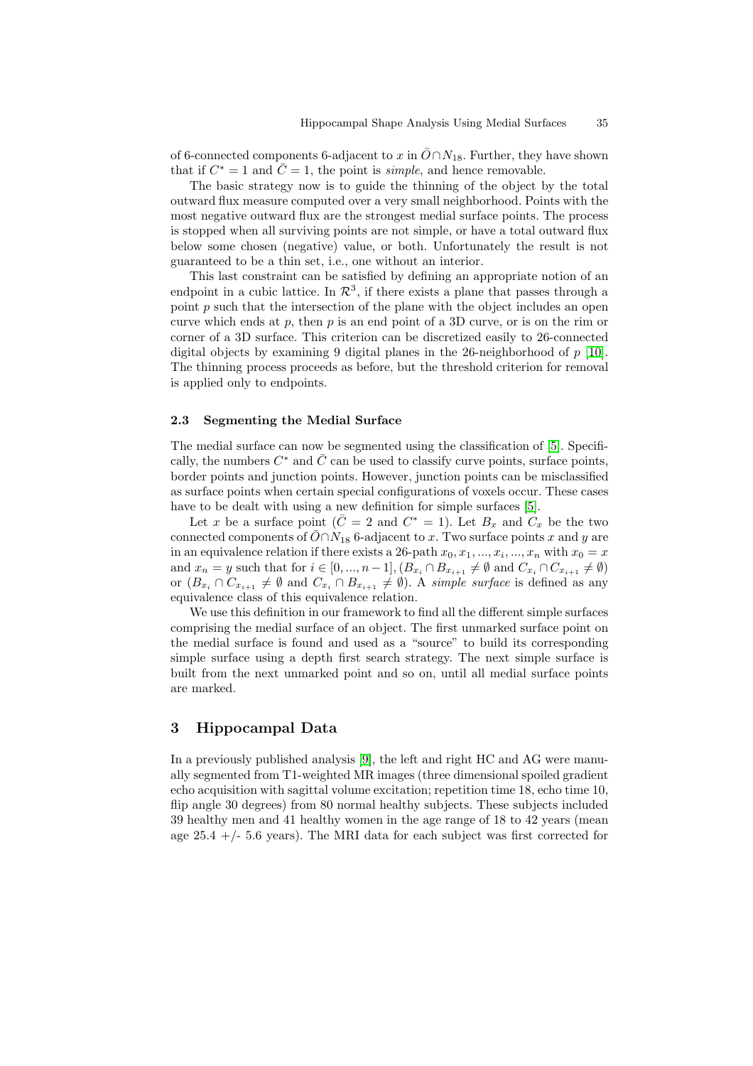of 6-connected components 6-adjacent to $x$ in $\bar{O} \cap N_{18}$. Further, they have shown that if $C^* = 1$ and $\bar{C} = 1$, the point is *simple*, and hence removable.

The basic strategy now is to guide the thinning of the object by the total outward flux measure computed over a very small neighborhood. Points with the most negative outward flux are the strongest medial surface points. The process is stopped when all surviving points are not simple, or have a total outward flux below some chosen (negative) value, or both. Unfortunately the result is not guaranteed to be a thin set, i.e., one without an interior.

This last constraint can be satisfied by defining an appropriate notion of an endpoint in a cubic lattice. In $\mathcal{R}^3$, if there exists a plane that passes through a point $p$ such that the intersection of the plane with the object includes an open curve which ends at $p$, then $p$ is an end point of a 3D curve, or is on the rim or corner of a 3D surface. This criterion can be discretized easily to 26-connected digital objects by examining 9 digital planes in the 26-neighborhood of $p$ [10]. The thinning process proceeds as before, but the threshold criterion for removal is applied only to endpoints.

### 2.3 Segmenting the Medial Surface

The medial surface can now be segmented using the classification of [5]. Specifically, the numbers $C^*$ and $\bar{C}$ can be used to classify curve points, surface points, border points and junction points. However, junction points can be misclassified as surface points when certain special configurations of voxels occur. These cases have to be dealt with using a new definition for simple surfaces [5].

Let $x$ be a surface point ($\bar{C} = 2$ and $C^* = 1$). Let $B_x$ and $C_x$ be the two connected components of $\bar{O} \cap N_{18}$ 6-adjacent to $x$. Two surface points $x$ and $y$ are in an equivalence relation if there exists a 26-path $x_0, x_1, ..., x_i, ..., x_n$ with $x_0 = x$ and $x_n = y$ such that for $i \in [0, ..., n-1], (B_{x_i} \cap B_{x_{i+1}} \neq \emptyset$ and $C_{x_i} \cap C_{x_{i+1}} \neq \emptyset)$ or $(B_{x_i} \cap C_{x_{i+1}} \neq \emptyset$ and $C_{x_i} \cap B_{x_{i+1}} \neq \emptyset)$. A *simple surface* is defined as any equivalence class of this equivalence relation.

We use this definition in our framework to find all the different simple surfaces comprising the medial surface of an object. The first unmarked surface point on the medial surface is found and used as a "source" to build its corresponding simple surface using a depth first search strategy. The next simple surface is built from the next unmarked point and so on, until all medial surface points are marked.

## 3 Hippocampal Data

In a previously published analysis [9], the left and right HC and AG were manually segmented from T1-weighted MR images (three dimensional spoiled gradient echo acquisition with sagittal volume excitation; repetition time 18, echo time 10, flip angle 30 degrees) from 80 normal healthy subjects. These subjects included 39 healthy men and 41 healthy women in the age range of 18 to 42 years (mean age 25.4 +/- 5.6 years). The MRI data for each subject was first corrected for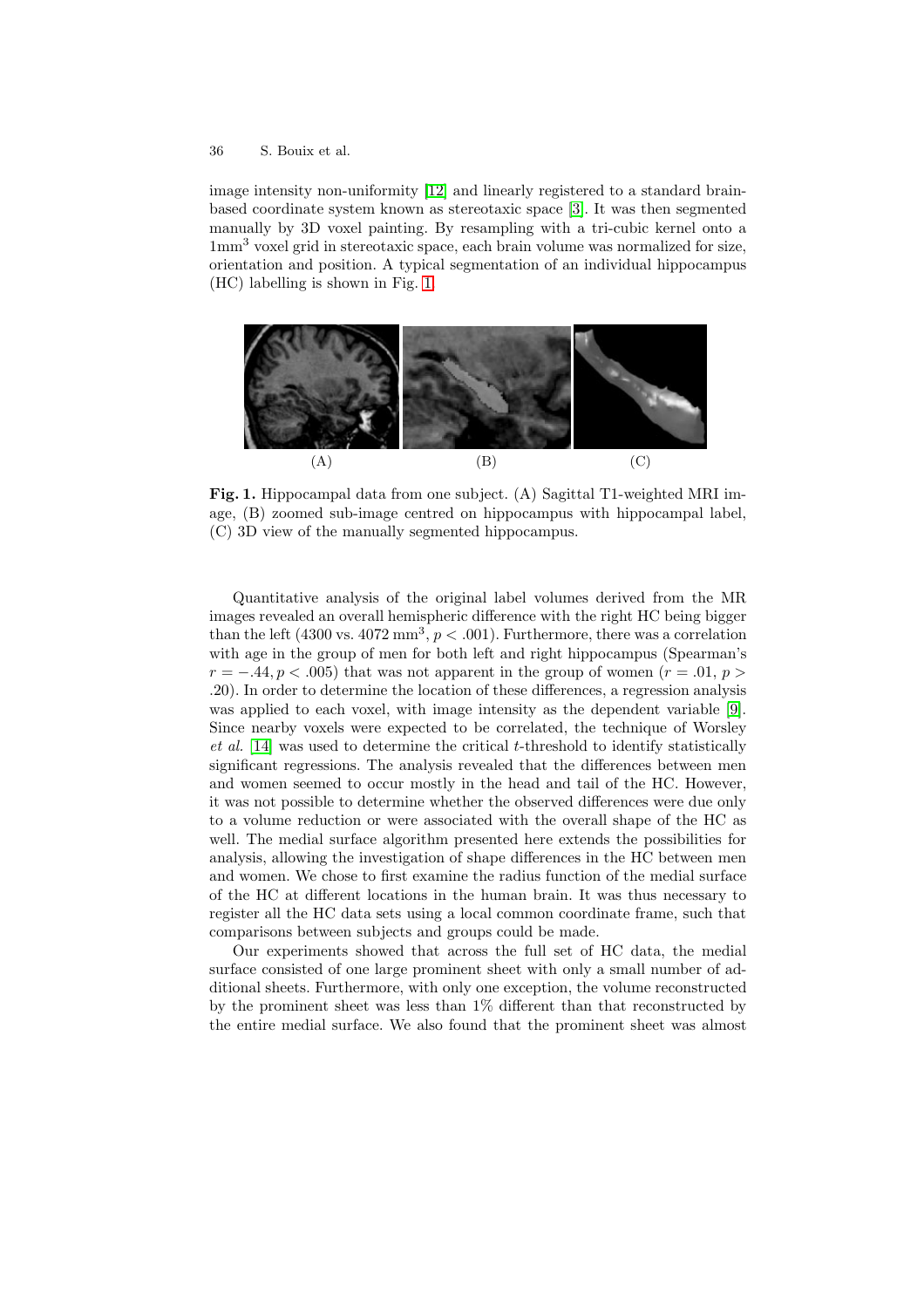image intensity non-uniformity [12] and linearly registered to a standard brain-based coordinate system known as stereotaxic space [3]. It was then segmented manually by 3D voxel painting. By resampling with a tri-cubic kernel onto a $1\text{mm}^3$ voxel grid in stereotaxic space, each brain volume was normalized for size, orientation and position. A typical segmentation of an individual hippocampus (HC) labelling is shown in Fig. 1.

(A) (B) (C)

**Fig. 1.** Hippocampal data from one subject. (A) Sagittal T1-weighted MRI image, (B) zoomed sub-image centred on hippocampus with hippocampal label, (C) 3D view of the manually segmented hippocampus.

Quantitative analysis of the original label volumes derived from the MR images revealed an overall hemispheric difference with the right HC being bigger than the left (4300 vs. 4072 $\text{mm}^3$, $p < .001$). Furthermore, there was a correlation with age in the group of men for both left and right hippocampus (Spearman's $r = -.44, p < .005$) that was not apparent in the group of women ($r = .01$, $p > .20$). In order to determine the location of these differences, a regression analysis was applied to each voxel, with image intensity as the dependent variable [9]. Since nearby voxels were expected to be correlated, the technique of Worsley *et al.* [14] was used to determine the critical $t$-threshold to identify statistically significant regressions. The analysis revealed that the differences between men and women seemed to occur mostly in the head and tail of the HC. However, it was not possible to determine whether the observed differences were due only to a volume reduction or were associated with the overall shape of the HC as well. The medial surface algorithm presented here extends the possibilities for analysis, allowing the investigation of shape differences in the HC between men and women. We chose to first examine the radius function of the medial surface of the HC at different locations in the human brain. It was thus necessary to register all the HC data sets using a local common coordinate frame, such that comparisons between subjects and groups could be made.

Our experiments showed that across the full set of HC data, the medial surface consisted of one large prominent sheet with only a small number of additional sheets. Furthermore, with only one exception, the volume reconstructed by the prominent sheet was less than 1% different than that reconstructed by the entire medial surface. We also found that the prominent sheet was almost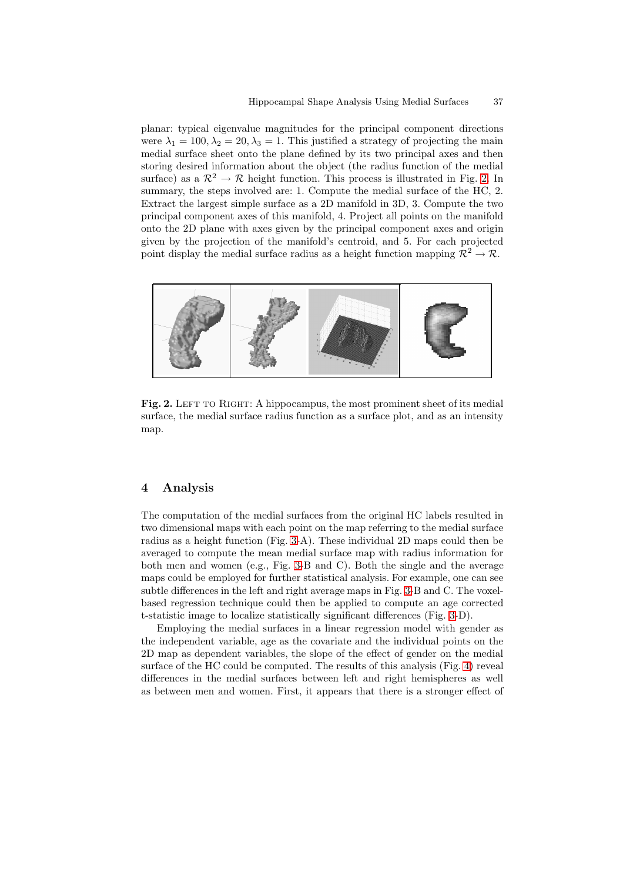planar: typical eigenvalue magnitudes for the principal component directions were $\lambda_1 = 100, \lambda_2 = 20, \lambda_3 = 1$. This justified a strategy of projecting the main medial surface sheet onto the plane defined by its two principal axes and then storing desired information about the object (the radius function of the medial surface) as a $\mathcal{R}^2 \rightarrow \mathcal{R}$ height function. This process is illustrated in Fig. 2. In summary, the steps involved are: 1. Compute the medial surface of the HC, 2. Extract the largest simple surface as a 2D manifold in 3D, 3. Compute the two principal component axes of this manifold, 4. Project all points on the manifold onto the 2D plane with axes given by the principal component axes and origin given by the projection of the manifold's centroid, and 5. For each projected point display the medial surface radius as a height function mapping $\mathcal{R}^2 \rightarrow \mathcal{R}$.

**Fig. 2.** Left to Right: A hippocampus, the most prominent sheet of its medial surface, the medial surface radius function as a surface plot, and as an intensity map.

## 4 Analysis

The computation of the medial surfaces from the original HC labels resulted in two dimensional maps with each point on the map referring to the medial surface radius as a height function (Fig. 3-A). These individual 2D maps could then be averaged to compute the mean medial surface map with radius information for both men and women (e.g., Fig. 3-B and C). Both the single and the average maps could be employed for further statistical analysis. For example, one can see subtle differences in the left and right average maps in Fig. 3-B and C. The voxel-based regression technique could then be applied to compute an age corrected t-statistic image to localize statistically significant differences (Fig. 3-D).

Employing the medial surfaces in a linear regression model with gender as the independent variable, age as the covariate and the individual points on the 2D map as dependent variables, the slope of the effect of gender on the medial surface of the HC could be computed. The results of this analysis (Fig. 4) reveal differences in the medial surfaces between left and right hemispheres as well as between men and women. First, it appears that there is a stronger effect of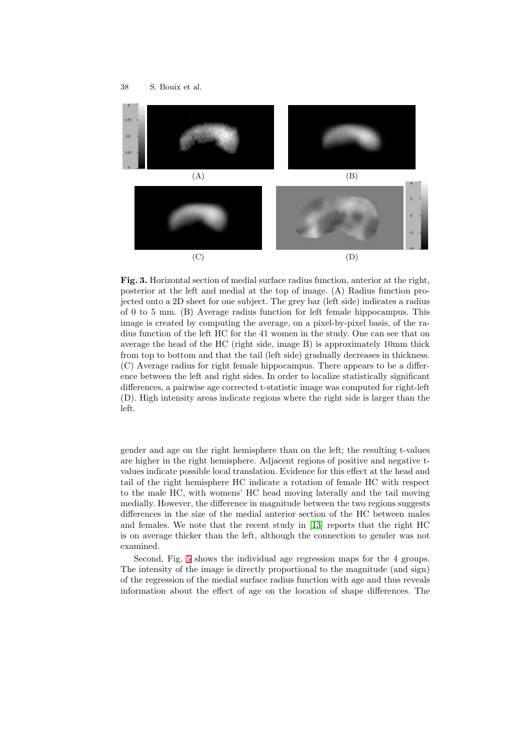**Fig. 3.** Horizontal section of medial surface radius function, anterior at the right, posterior at the left and medial at the top of image. (A) Radius function projected onto a 2D sheet for one subject. The grey bar (left side) indicates a radius of 0 to 5 mm. (B) Average radius function for left female hippocampus. This image is created by computing the average, on a pixel-by-pixel basis, of the radius function of the left HC for the 41 women in the study. One can see that on average the head of the HC (right side, image B) is approximately 10mm thick from top to bottom and that the tail (left side) gradually decreases in thickness. (C) Average radius for right female hippocampus. There appears to be a difference between the left and right sides. In order to localize statistically significant differences, a pairwise age corrected t-statistic image was computed for right-left (D). High intensity areas indicate regions where the right side is larger than the left.

gender and age on the right hemisphere than on the left; the resulting t-values are higher in the right hemisphere. Adjacent regions of positive and negative t-values indicate possible local translation. Evidence for this effect at the head and tail of the right hemisphere HC indicate a rotation of female HC with respect to the male HC, with womens' HC head moving laterally and the tail moving medially. However, the difference in magnitude between the two regions suggests differences in the size of the medial anterior section of the HC between males and females. We note that the recent study in [13] reports that the right HC is on average thicker than the left, although the connection to gender was not examined.

Second, Fig. 5 shows the individual age regression maps for the 4 groups. The intensity of the image is directly proportional to the magnitude (and sign) of the regression of the medial surface radius function with age and thus reveals information about the effect of age on the location of shape differences. The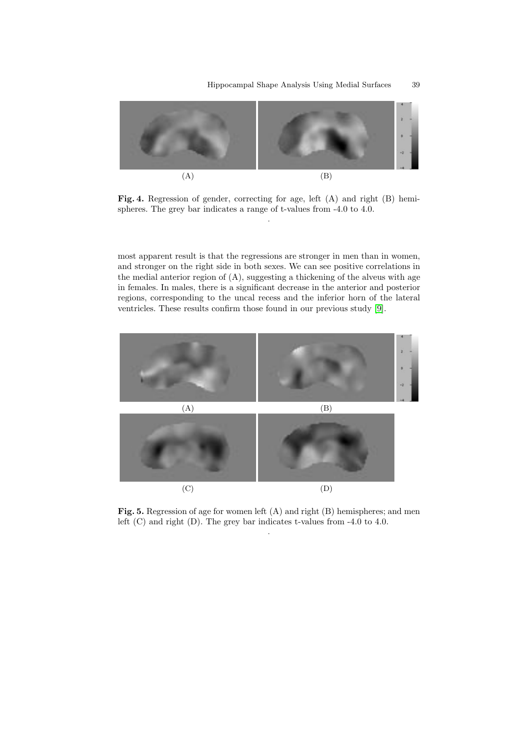(A)

(B)

**Fig. 4.** Regression of gender, correcting for age, left (A) and right (B) hemispheres. The grey bar indicates a range of t-values from -4.0 to 4.0.

most apparent result is that the regressions are stronger in men than in women, and stronger on the right side in both sexes. We can see positive correlations in the medial anterior region of (A), suggesting a thickening of the alveus with age in females. In males, there is a significant decrease in the anterior and posterior regions, corresponding to the uncal recess and the inferior horn of the lateral ventricles. These results confirm those found in our previous study [9].

(A)

(B)

(C)

(D)

**Fig. 5.** Regression of age for women left (A) and right (B) hemispheres; and men left (C) and right (D). The grey bar indicates t-values from -4.0 to 4.0.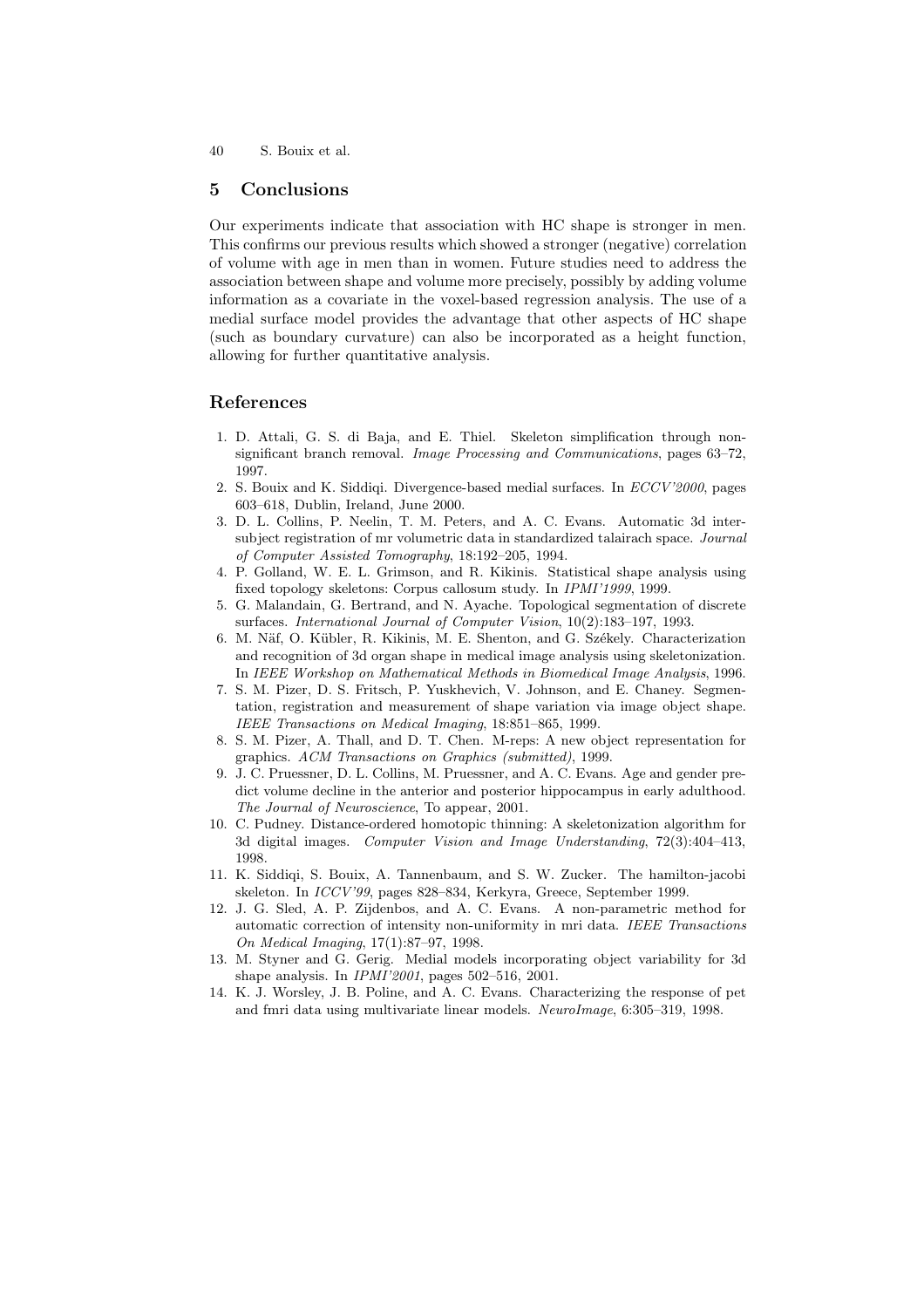## 5 Conclusions

Our experiments indicate that association with HC shape is stronger in men. This confirms our previous results which showed a stronger (negative) correlation of volume with age in men than in women. Future studies need to address the association between shape and volume more precisely, possibly by adding volume information as a covariate in the voxel-based regression analysis. The use of a medial surface model provides the advantage that other aspects of HC shape (such as boundary curvature) can also be incorporated as a height function, allowing for further quantitative analysis.

## References

1. D. Attali, G. S. di Baja, and E. Thiel. Skeleton simplification through non-significant branch removal. *Image Processing and Communications*, pages 63–72, 1997.
2. S. Bouix and K. Siddiqi. Divergence-based medial surfaces. In *ECCV'2000*, pages 603–618, Dublin, Ireland, June 2000.
3. D. L. Collins, P. Neelin, T. M. Peters, and A. C. Evans. Automatic 3d inter-subject registration of mr volumetric data in standardized talairach space. *Journal of Computer Assisted Tomography*, 18:192–205, 1994.
4. P. Golland, W. E. L. Grimson, and R. Kikinis. Statistical shape analysis using fixed topology skeletons: Corpus callosum study. In *IPMI'1999*, 1999.
5. G. Malandain, G. Bertrand, and N. Ayache. Topological segmentation of discrete surfaces. *International Journal of Computer Vision*, 10(2):183–197, 1993.
6. M. Näf, O. Kübler, R. Kikinis, M. E. Shenton, and G. Székely. Characterization and recognition of 3d organ shape in medical image analysis using skeletonization. In *IEEE Workshop on Mathematical Methods in Biomedical Image Analysis*, 1996.
7. S. M. Pizer, D. S. Fritsch, P. Yuskhevich, V. Johnson, and E. Chaney. Segmentation, registration and measurement of shape variation via image object shape. *IEEE Transactions on Medical Imaging*, 18:851–865, 1999.
8. S. M. Pizer, A. Thall, and D. T. Chen. M-reps: A new object representation for graphics. *ACM Transactions on Graphics (submitted)*, 1999.
9. J. C. Pruessner, D. L. Collins, M. Pruessner, and A. C. Evans. Age and gender predict volume decline in the anterior and posterior hippocampus in early adulthood. *The Journal of Neuroscience*, To appear, 2001.
10. C. Pudney. Distance-ordered homotopic thinning: A skeletonization algorithm for 3d digital images. *Computer Vision and Image Understanding*, 72(3):404–413, 1998.
11. K. Siddiqi, S. Bouix, A. Tannenbaum, and S. W. Zucker. The hamilton-jacobi skeleton. In *ICCV'99*, pages 828–834, Kerkyra, Greece, September 1999.
12. J. G. Sled, A. P. Zijdenbos, and A. C. Evans. A non-parametric method for automatic correction of intensity non-uniformity in mri data. *IEEE Transactions On Medical Imaging*, 17(1):87–97, 1998.
13. M. Styner and G. Gerig. Medial models incorporating object variability for 3d shape analysis. In *IPMI'2001*, pages 502–516, 2001.
14. K. J. Worsley, J. B. Poline, and A. C. Evans. Characterizing the response of pet and fmri data using multivariate linear models. *NeuroImage*, 6:305–319, 1998.